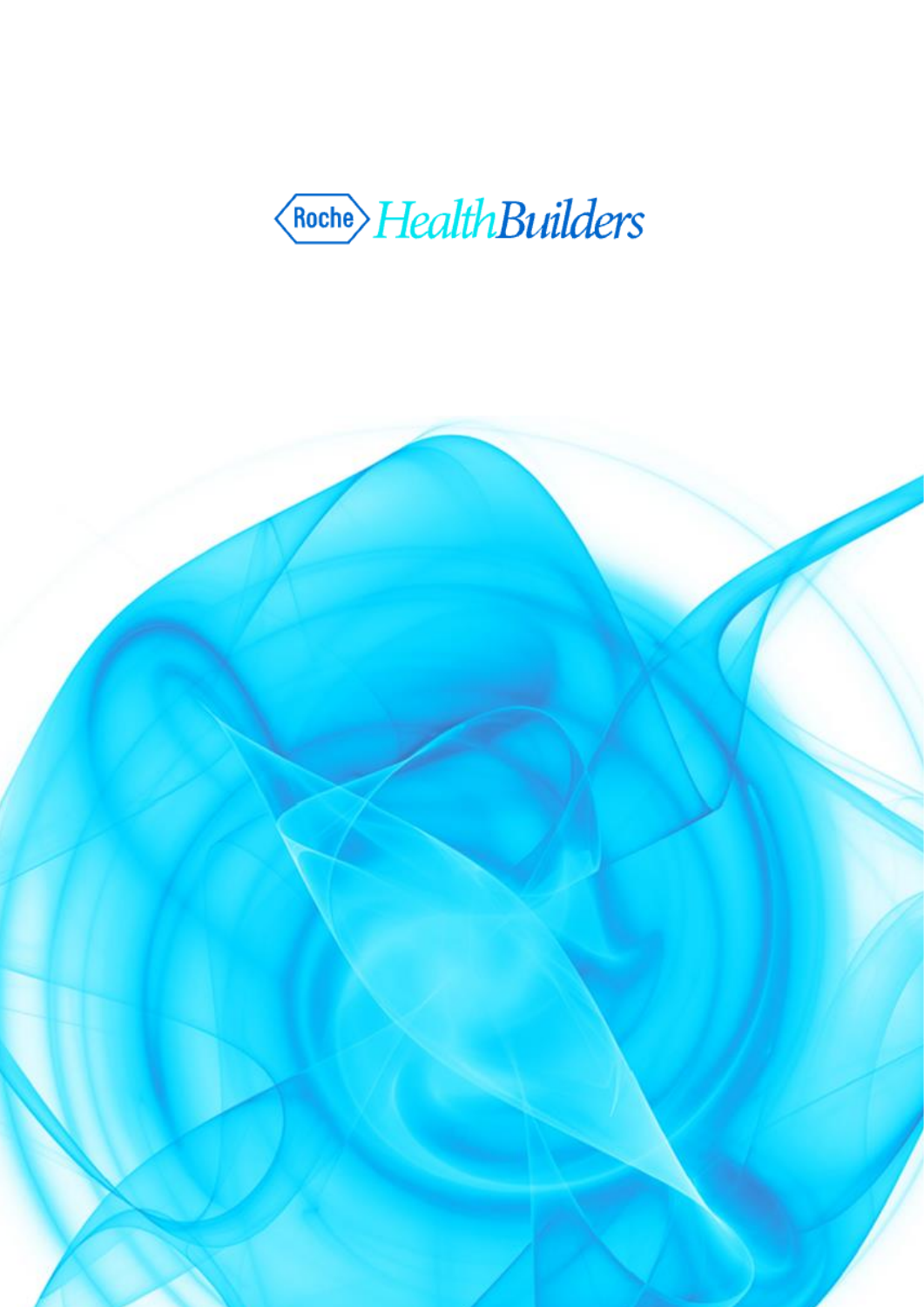Roche HealthBuilders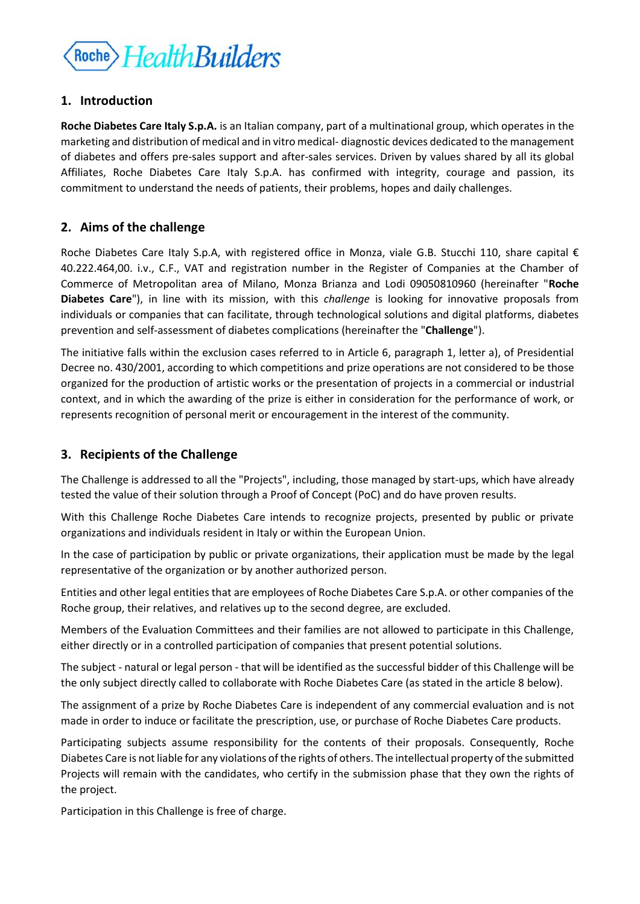## 1. Introduction

**Roche Diabetes Care Italy S.p.A.** is an Italian company, part of a multinational group, which operates in the marketing and distribution of medical and in vitro medical- diagnostic devices dedicated to the management of diabetes and offers pre-sales support and after-sales services. Driven by values shared by all its global Affiliates, Roche Diabetes Care Italy S.p.A. has confirmed with integrity, courage and passion, its commitment to understand the needs of patients, their problems, hopes and daily challenges.

## 2. Aims of the challenge

Roche Diabetes Care Italy S.p.A, with registered office in Monza, viale G.B. Stucchi 110, share capital € 40.222.464,00. i.v., C.F., VAT and registration number in the Register of Companies at the Chamber of Commerce of Metropolitan area of Milano, Monza Brianza and Lodi 09050810960 (hereinafter "**Roche Diabetes Care**"), in line with its mission, with this *challenge* is looking for innovative proposals from individuals or companies that can facilitate, through technological solutions and digital platforms, diabetes prevention and self-assessment of diabetes complications (hereinafter the "**Challenge**").

The initiative falls within the exclusion cases referred to in Article 6, paragraph 1, letter a), of Presidential Decree no. 430/2001, according to which competitions and prize operations are not considered to be those organized for the production of artistic works or the presentation of projects in a commercial or industrial context, and in which the awarding of the prize is either in consideration for the performance of work, or represents recognition of personal merit or encouragement in the interest of the community.

## 3. Recipients of the Challenge

The Challenge is addressed to all the "Projects", including, those managed by start-ups, which have already tested the value of their solution through a Proof of Concept (PoC) and do have proven results.

With this Challenge Roche Diabetes Care intends to recognize projects, presented by public or private organizations and individuals resident in Italy or within the European Union.

In the case of participation by public or private organizations, their application must be made by the legal representative of the organization or by another authorized person.

Entities and other legal entities that are employees of Roche Diabetes Care S.p.A. or other companies of the Roche group, their relatives, and relatives up to the second degree, are excluded.

Members of the Evaluation Committees and their families are not allowed to participate in this Challenge, either directly or in a controlled participation of companies that present potential solutions.

The subject - natural or legal person - that will be identified as the successful bidder of this Challenge will be the only subject directly called to collaborate with Roche Diabetes Care (as stated in the article 8 below).

The assignment of a prize by Roche Diabetes Care is independent of any commercial evaluation and is not made in order to induce or facilitate the prescription, use, or purchase of Roche Diabetes Care products.

Participating subjects assume responsibility for the contents of their proposals. Consequently, Roche Diabetes Care is not liable for any violations of the rights of others. The intellectual property of the submitted Projects will remain with the candidates, who certify in the submission phase that they own the rights of the project.

Participation in this Challenge is free of charge.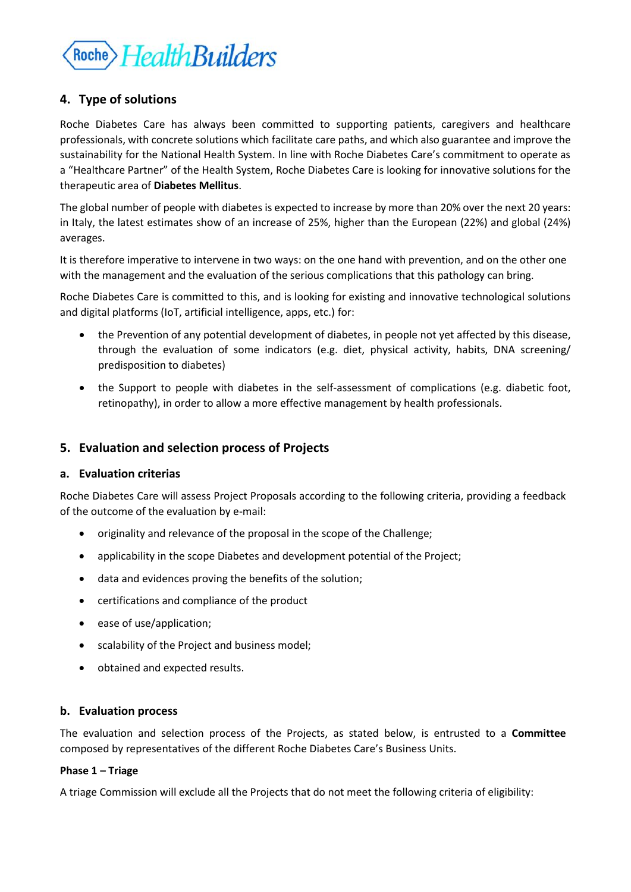## 4. Type of solutions

Roche Diabetes Care has always been committed to supporting patients, caregivers and healthcare professionals, with concrete solutions which facilitate care paths, and which also guarantee and improve the sustainability for the National Health System. In line with Roche Diabetes Care's commitment to operate as a "Healthcare Partner" of the Health System, Roche Diabetes Care is looking for innovative solutions for the therapeutic area of **Diabetes Mellitus**.

The global number of people with diabetes is expected to increase by more than 20% over the next 20 years: in Italy, the latest estimates show of an increase of 25%, higher than the European (22%) and global (24%) averages.

It is therefore imperative to intervene in two ways: on the one hand with prevention, and on the other one with the management and the evaluation of the serious complications that this pathology can bring.

Roche Diabetes Care is committed to this, and is looking for existing and innovative technological solutions and digital platforms (IoT, artificial intelligence, apps, etc.) for:

- the Prevention of any potential development of diabetes, in people not yet affected by this disease, through the evaluation of some indicators (e.g. diet, physical activity, habits, DNA screening/ predisposition to diabetes)
- the Support to people with diabetes in the self-assessment of complications (e.g. diabetic foot, retinopathy), in order to allow a more effective management by health professionals.

## 5. Evaluation and selection process of Projects

### a. Evaluation criterias

Roche Diabetes Care will assess Project Proposals according to the following criteria, providing a feedback of the outcome of the evaluation by e-mail:

- originality and relevance of the proposal in the scope of the Challenge;
- applicability in the scope Diabetes and development potential of the Project;
- data and evidences proving the benefits of the solution;
- certifications and compliance of the product
- ease of use/application;
- scalability of the Project and business model;
- obtained and expected results.

### b. Evaluation process

The evaluation and selection process of the Projects, as stated below, is entrusted to a **Committee** composed by representatives of the different Roche Diabetes Care's Business Units.

**Phase 1 – Triage**

A triage Commission will exclude all the Projects that do not meet the following criteria of eligibility: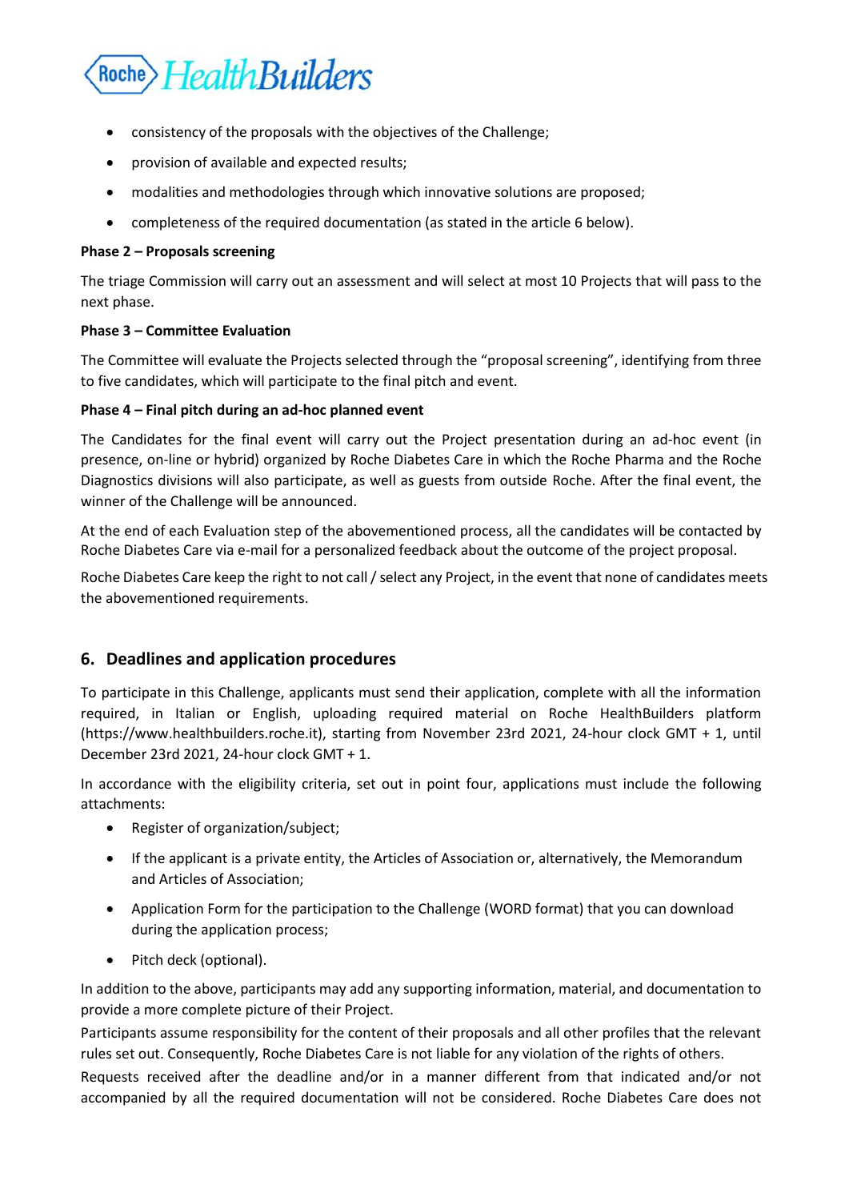- consistency of the proposals with the objectives of the Challenge;
- provision of available and expected results;
- modalities and methodologies through which innovative solutions are proposed;
- completeness of the required documentation (as stated in the article 6 below).

**Phase 2 – Proposals screening**

The triage Commission will carry out an assessment and will select at most 10 Projects that will pass to the next phase.

**Phase 3 – Committee Evaluation**

The Committee will evaluate the Projects selected through the "proposal screening", identifying from three to five candidates, which will participate to the final pitch and event.

**Phase 4 – Final pitch during an ad-hoc planned event**

The Candidates for the final event will carry out the Project presentation during an ad-hoc event (in presence, on-line or hybrid) organized by Roche Diabetes Care in which the Roche Pharma and the Roche Diagnostics divisions will also participate, as well as guests from outside Roche. After the final event, the winner of the Challenge will be announced.

At the end of each Evaluation step of the abovementioned process, all the candidates will be contacted by Roche Diabetes Care via e-mail for a personalized feedback about the outcome of the project proposal.

Roche Diabetes Care keep the right to not call / select any Project, in the event that none of candidates meets the abovementioned requirements.

## 6. Deadlines and application procedures

To participate in this Challenge, applicants must send their application, complete with all the information required, in Italian or English, uploading required material on Roche HealthBuilders platform (https://www.healthbuilders.roche.it), starting from November 23rd 2021, 24-hour clock GMT + 1, until December 23rd 2021, 24-hour clock GMT + 1.

In accordance with the eligibility criteria, set out in point four, applications must include the following attachments:

- Register of organization/subject;
- If the applicant is a private entity, the Articles of Association or, alternatively, the Memorandum and Articles of Association;
- Application Form for the participation to the Challenge (WORD format) that you can download during the application process;
- Pitch deck (optional).

In addition to the above, participants may add any supporting information, material, and documentation to provide a more complete picture of their Project.

Participants assume responsibility for the content of their proposals and all other profiles that the relevant rules set out. Consequently, Roche Diabetes Care is not liable for any violation of the rights of others.

Requests received after the deadline and/or in a manner different from that indicated and/or not accompanied by all the required documentation will not be considered. Roche Diabetes Care does not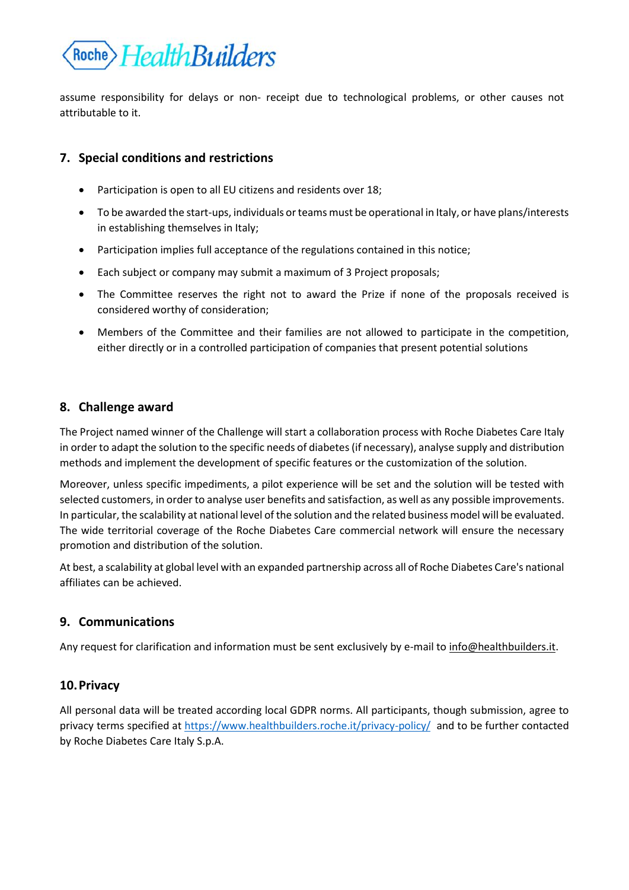assume responsibility for delays or non- receipt due to technological problems, or other causes not attributable to it.

## 7. Special conditions and restrictions

- Participation is open to all EU citizens and residents over 18;
- To be awarded the start-ups, individuals or teams must be operational in Italy, or have plans/interests in establishing themselves in Italy;
- Participation implies full acceptance of the regulations contained in this notice;
- Each subject or company may submit a maximum of 3 Project proposals;
- The Committee reserves the right not to award the Prize if none of the proposals received is considered worthy of consideration;
- Members of the Committee and their families are not allowed to participate in the competition, either directly or in a controlled participation of companies that present potential solutions

## 8. Challenge award

The Project named winner of the Challenge will start a collaboration process with Roche Diabetes Care Italy in order to adapt the solution to the specific needs of diabetes (if necessary), analyse supply and distribution methods and implement the development of specific features or the customization of the solution.

Moreover, unless specific impediments, a pilot experience will be set and the solution will be tested with selected customers, in order to analyse user benefits and satisfaction, as well as any possible improvements. In particular, the scalability at national level of the solution and the related business model will be evaluated. The wide territorial coverage of the Roche Diabetes Care commercial network will ensure the necessary promotion and distribution of the solution.

At best, a scalability at global level with an expanded partnership across all of Roche Diabetes Care's national affiliates can be achieved.

## 9. Communications

Any request for clarification and information must be sent exclusively by e-mail to info@healthbuilders.it.

## 10. Privacy

All personal data will be treated according local GDPR norms. All participants, though submission, agree to privacy terms specified at https://www.healthbuilders.roche.it/privacy-policy/ and to be further contacted by Roche Diabetes Care Italy S.p.A.